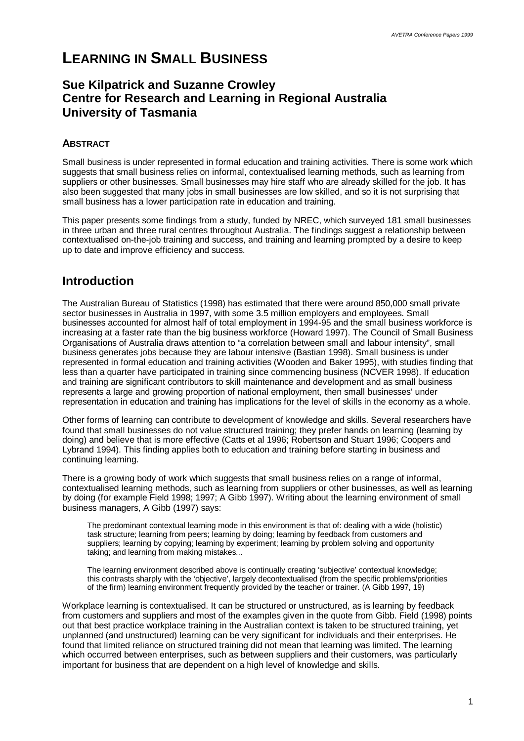# LEARNING IN SMALL BUSINESS

## Sue Kilpatrick and Suzanne Crowley
## Centre for Research and Learning in Regional Australia
## University of Tasmania

### ABSTRACT

Small business is under represented in formal education and training activities. There is some work which suggests that small business relies on informal, contextualised learning methods, such as learning from suppliers or other businesses. Small businesses may hire staff who are already skilled for the job. It has also been suggested that many jobs in small businesses are low skilled, and so it is not surprising that small business has a lower participation rate in education and training.

This paper presents some findings from a study, funded by NREC, which surveyed 181 small businesses in three urban and three rural centres throughout Australia. The findings suggest a relationship between contextualised on-the-job training and success, and training and learning prompted by a desire to keep up to date and improve efficiency and success.

## Introduction

The Australian Bureau of Statistics (1998) has estimated that there were around 850,000 small private sector businesses in Australia in 1997, with some 3.5 million employers and employees. Small businesses accounted for almost half of total employment in 1994-95 and the small business workforce is increasing at a faster rate than the big business workforce (Howard 1997). The Council of Small Business Organisations of Australia draws attention to "a correlation between small and labour intensity", small business generates jobs because they are labour intensive (Bastian 1998). Small business is under represented in formal education and training activities (Wooden and Baker 1995), with studies finding that less than a quarter have participated in training since commencing business (NCVER 1998). If education and training are significant contributors to skill maintenance and development and as small business represents a large and growing proportion of national employment, then small businesses' under representation in education and training has implications for the level of skills in the economy as a whole.

Other forms of learning can contribute to development of knowledge and skills. Several researchers have found that small businesses do not value structured training; they prefer hands on learning (learning by doing) and believe that is more effective (Catts et al 1996; Robertson and Stuart 1996; Coopers and Lybrand 1994). This finding applies both to education and training before starting in business and continuing learning.

There is a growing body of work which suggests that small business relies on a range of informal, contextualised learning methods, such as learning from suppliers or other businesses, as well as learning by doing (for example Field 1998; 1997; A Gibb 1997). Writing about the learning environment of small business managers, A Gibb (1997) says:

> The predominant contextual learning mode in this environment is that of: dealing with a wide (holistic) task structure; learning from peers; learning by doing; learning by feedback from customers and suppliers; learning by copying; learning by experiment; learning by problem solving and opportunity taking; and learning from making mistakes...
>
> The learning environment described above is continually creating 'subjective' contextual knowledge; this contrasts sharply with the 'objective', largely decontextualised (from the specific problems/priorities of the firm) learning environment frequently provided by the teacher or trainer. (A Gibb 1997, 19)

Workplace learning is contextualised. It can be structured or unstructured, as is learning by feedback from customers and suppliers and most of the examples given in the quote from Gibb. Field (1998) points out that best practice workplace training in the Australian context is taken to be structured training, yet unplanned (and unstructured) learning can be very significant for individuals and their enterprises. He found that limited reliance on structured training did not mean that learning was limited. The learning which occurred between enterprises, such as between suppliers and their customers, was particularly important for business that are dependent on a high level of knowledge and skills.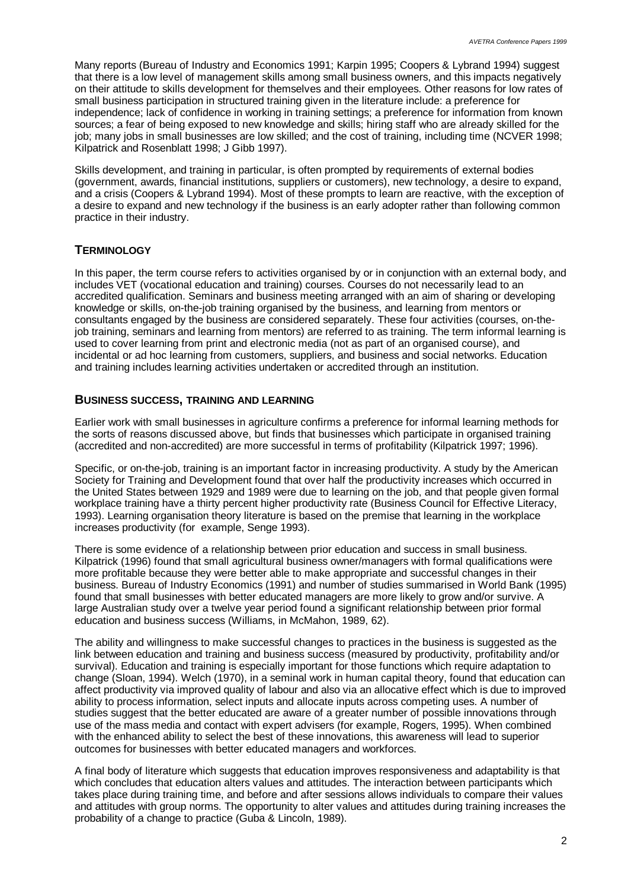Many reports (Bureau of Industry and Economics 1991; Karpin 1995; Coopers & Lybrand 1994) suggest that there is a low level of management skills among small business owners, and this impacts negatively on their attitude to skills development for themselves and their employees. Other reasons for low rates of small business participation in structured training given in the literature include: a preference for independence; lack of confidence in working in training settings; a preference for information from known sources; a fear of being exposed to new knowledge and skills; hiring staff who are already skilled for the job; many jobs in small businesses are low skilled; and the cost of training, including time (NCVER 1998; Kilpatrick and Rosenblatt 1998; J Gibb 1997).

Skills development, and training in particular, is often prompted by requirements of external bodies (government, awards, financial institutions, suppliers or customers), new technology, a desire to expand, and a crisis (Coopers & Lybrand 1994). Most of these prompts to learn are reactive, with the exception of a desire to expand and new technology if the business is an early adopter rather than following common practice in their industry.

## TERMINOLOGY

In this paper, the term course refers to activities organised by or in conjunction with an external body, and includes VET (vocational education and training) courses. Courses do not necessarily lead to an accredited qualification. Seminars and business meeting arranged with an aim of sharing or developing knowledge or skills, on-the-job training organised by the business, and learning from mentors or consultants engaged by the business are considered separately. These four activities (courses, on-the-job training, seminars and learning from mentors) are referred to as training. The term informal learning is used to cover learning from print and electronic media (not as part of an organised course), and incidental or ad hoc learning from customers, suppliers, and business and social networks. Education and training includes learning activities undertaken or accredited through an institution.

## BUSINESS SUCCESS, TRAINING AND LEARNING

Earlier work with small businesses in agriculture confirms a preference for informal learning methods for the sorts of reasons discussed above, but finds that businesses which participate in organised training (accredited and non-accredited) are more successful in terms of profitability (Kilpatrick 1997; 1996).

Specific, or on-the-job, training is an important factor in increasing productivity. A study by the American Society for Training and Development found that over half the productivity increases which occurred in the United States between 1929 and 1989 were due to learning on the job, and that people given formal workplace training have a thirty percent higher productivity rate (Business Council for Effective Literacy, 1993). Learning organisation theory literature is based on the premise that learning in the workplace increases productivity (for example, Senge 1993).

There is some evidence of a relationship between prior education and success in small business. Kilpatrick (1996) found that small agricultural business owner/managers with formal qualifications were more profitable because they were better able to make appropriate and successful changes in their business. Bureau of Industry Economics (1991) and number of studies summarised in World Bank (1995) found that small businesses with better educated managers are more likely to grow and/or survive. A large Australian study over a twelve year period found a significant relationship between prior formal education and business success (Williams, in McMahon, 1989, 62).

The ability and willingness to make successful changes to practices in the business is suggested as the link between education and training and business success (measured by productivity, profitability and/or survival). Education and training is especially important for those functions which require adaptation to change (Sloan, 1994). Welch (1970), in a seminal work in human capital theory, found that education can affect productivity via improved quality of labour and also via an allocative effect which is due to improved ability to process information, select inputs and allocate inputs across competing uses. A number of studies suggest that the better educated are aware of a greater number of possible innovations through use of the mass media and contact with expert advisers (for example, Rogers, 1995). When combined with the enhanced ability to select the best of these innovations, this awareness will lead to superior outcomes for businesses with better educated managers and workforces.

A final body of literature which suggests that education improves responsiveness and adaptability is that which concludes that education alters values and attitudes. The interaction between participants which takes place during training time, and before and after sessions allows individuals to compare their values and attitudes with group norms. The opportunity to alter values and attitudes during training increases the probability of a change to practice (Guba & Lincoln, 1989).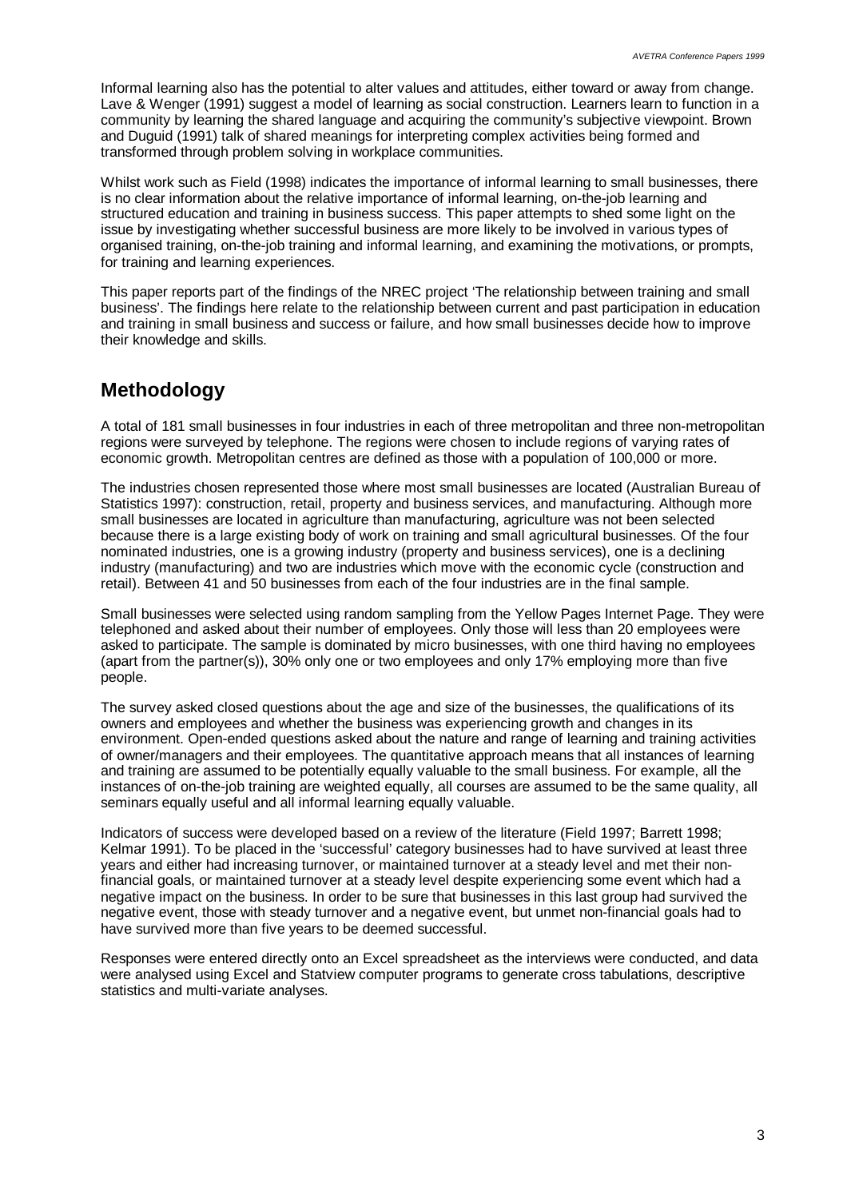Informal learning also has the potential to alter values and attitudes, either toward or away from change. Lave & Wenger (1991) suggest a model of learning as social construction. Learners learn to function in a community by learning the shared language and acquiring the community's subjective viewpoint. Brown and Duguid (1991) talk of shared meanings for interpreting complex activities being formed and transformed through problem solving in workplace communities.

Whilst work such as Field (1998) indicates the importance of informal learning to small businesses, there is no clear information about the relative importance of informal learning, on-the-job learning and structured education and training in business success. This paper attempts to shed some light on the issue by investigating whether successful business are more likely to be involved in various types of organised training, on-the-job training and informal learning, and examining the motivations, or prompts, for training and learning experiences.

This paper reports part of the findings of the NREC project 'The relationship between training and small business'. The findings here relate to the relationship between current and past participation in education and training in small business and success or failure, and how small businesses decide how to improve their knowledge and skills.

## Methodology

A total of 181 small businesses in four industries in each of three metropolitan and three non-metropolitan regions were surveyed by telephone. The regions were chosen to include regions of varying rates of economic growth. Metropolitan centres are defined as those with a population of 100,000 or more.

The industries chosen represented those where most small businesses are located (Australian Bureau of Statistics 1997): construction, retail, property and business services, and manufacturing. Although more small businesses are located in agriculture than manufacturing, agriculture was not been selected because there is a large existing body of work on training and small agricultural businesses. Of the four nominated industries, one is a growing industry (property and business services), one is a declining industry (manufacturing) and two are industries which move with the economic cycle (construction and retail). Between 41 and 50 businesses from each of the four industries are in the final sample.

Small businesses were selected using random sampling from the Yellow Pages Internet Page. They were telephoned and asked about their number of employees. Only those will less than 20 employees were asked to participate. The sample is dominated by micro businesses, with one third having no employees (apart from the partner(s)), 30% only one or two employees and only 17% employing more than five people.

The survey asked closed questions about the age and size of the businesses, the qualifications of its owners and employees and whether the business was experiencing growth and changes in its environment. Open-ended questions asked about the nature and range of learning and training activities of owner/managers and their employees. The quantitative approach means that all instances of learning and training are assumed to be potentially equally valuable to the small business. For example, all the instances of on-the-job training are weighted equally, all courses are assumed to be the same quality, all seminars equally useful and all informal learning equally valuable.

Indicators of success were developed based on a review of the literature (Field 1997; Barrett 1998; Kelmar 1991). To be placed in the 'successful' category businesses had to have survived at least three years and either had increasing turnover, or maintained turnover at a steady level and met their non-financial goals, or maintained turnover at a steady level despite experiencing some event which had a negative impact on the business. In order to be sure that businesses in this last group had survived the negative event, those with steady turnover and a negative event, but unmet non-financial goals had to have survived more than five years to be deemed successful.

Responses were entered directly onto an Excel spreadsheet as the interviews were conducted, and data were analysed using Excel and Statview computer programs to generate cross tabulations, descriptive statistics and multi-variate analyses.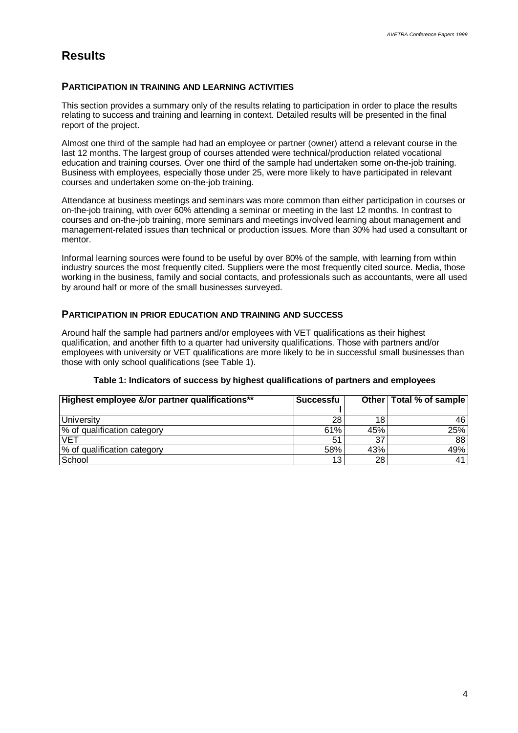# Results

## PARTICIPATION IN TRAINING AND LEARNING ACTIVITIES

This section provides a summary only of the results relating to participation in order to place the results relating to success and training and learning in context. Detailed results will be presented in the final report of the project.

Almost one third of the sample had had an employee or partner (owner) attend a relevant course in the last 12 months. The largest group of courses attended were technical/production related vocational education and training courses. Over one third of the sample had undertaken some on-the-job training. Business with employees, especially those under 25, were more likely to have participated in relevant courses and undertaken some on-the-job training.

Attendance at business meetings and seminars was more common than either participation in courses or on-the-job training, with over 60% attending a seminar or meeting in the last 12 months. In contrast to courses and on-the-job training, more seminars and meetings involved learning about management and management-related issues than technical or production issues. More than 30% had used a consultant or mentor.

Informal learning sources were found to be useful by over 80% of the sample, with learning from within industry sources the most frequently cited. Suppliers were the most frequently cited source. Media, those working in the business, family and social contacts, and professionals such as accountants, were all used by around half or more of the small businesses surveyed.

## PARTICIPATION IN PRIOR EDUCATION AND TRAINING AND SUCCESS

Around half the sample had partners and/or employees with VET qualifications as their highest qualification, and another fifth to a quarter had university qualifications. Those with partners and/or employees with university or VET qualifications are more likely to be in successful small businesses than those with only school qualifications (see Table 1).

**Table 1: Indicators of success by highest qualifications of partners and employees**

| Highest employee &/or partner qualifications** | Successful | Other | Total % of sample |
|---|---|---|---|
| University | 28 | 18 | 46 |
| % of qualification category | 61% | 45% | 25% |
| VET | 51 | 37 | 88 |
| % of qualification category | 58% | 43% | 49% |
| School | 13 | 28 | 41 |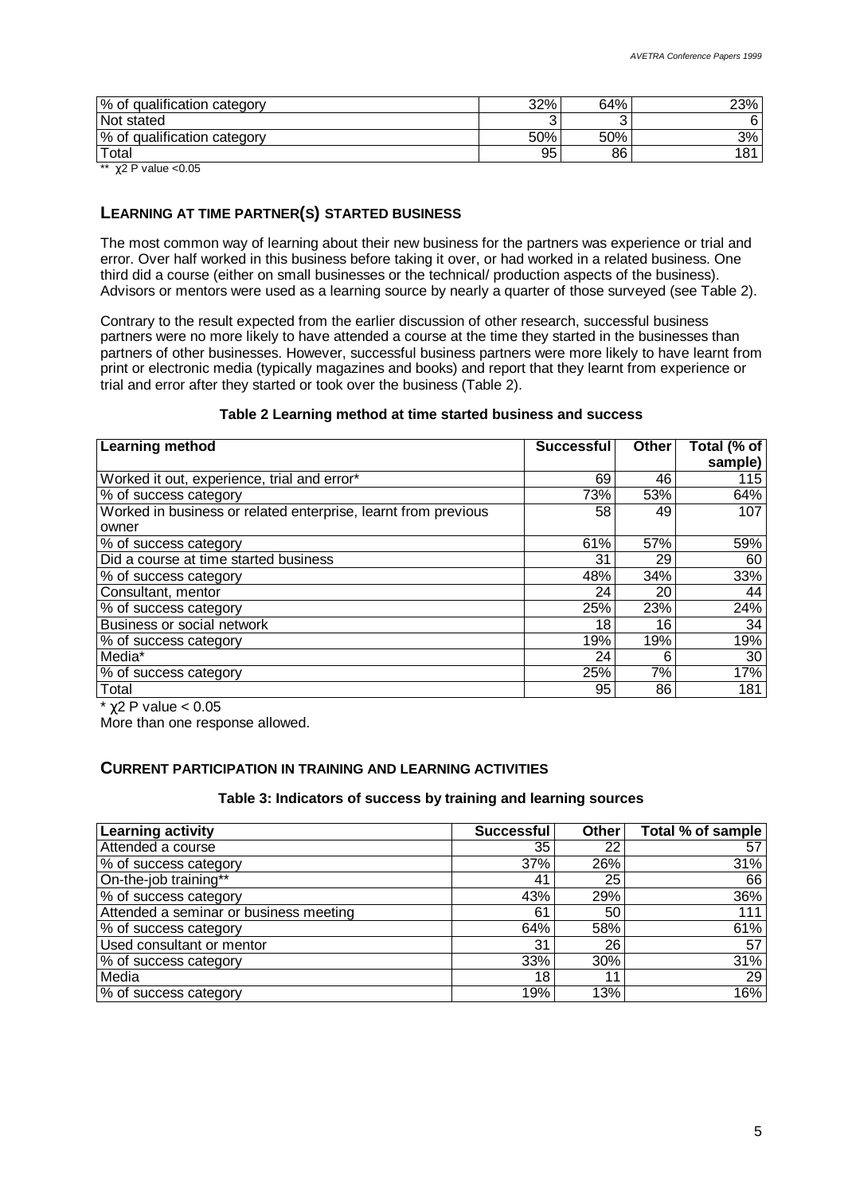| % of qualification category | 32% | 64% | 23% |
|---|---|---|---|
| Not stated | 3 | 3 | 6 |
| % of qualification category | 50% | 50% | 3% |
| Total | 95 | 86 | 181 |

** $\chi 2$ P value <0.05

## LEARNING AT TIME PARTNER(S) STARTED BUSINESS

The most common way of learning about their new business for the partners was experience or trial and error. Over half worked in this business before taking it over, or had worked in a related business. One third did a course (either on small businesses or the technical/ production aspects of the business). Advisors or mentors were used as a learning source by nearly a quarter of those surveyed (see Table 2).

Contrary to the result expected from the earlier discussion of other research, successful business partners were no more likely to have attended a course at the time they started in the businesses than partners of other businesses. However, successful business partners were more likely to have learnt from print or electronic media (typically magazines and books) and report that they learnt from experience or trial and error after they started or took over the business (Table 2).

**Table 2 Learning method at time started business and success**

| Learning method | Successful | Other | Total (% of sample) |
|---|---|---|---|
| Worked it out, experience, trial and error* | 69 | 46 | 115 |
| % of success category | 73% | 53% | 64% |
| Worked in business or related enterprise, learnt from previous owner | 58 | 49 | 107 |
| % of success category | 61% | 57% | 59% |
| Did a course at time started business | 31 | 29 | 60 |
| % of success category | 48% | 34% | 33% |
| Consultant, mentor | 24 | 20 | 44 |
| % of success category | 25% | 23% | 24% |
| Business or social network | 18 | 16 | 34 |
| % of success category | 19% | 19% | 19% |
| Media* | 24 | 6 | 30 |
| % of success category | 25% | 7% | 17% |
| Total | 95 | 86 | 181 |

* $\chi 2$ P value < 0.05

More than one response allowed.

## CURRENT PARTICIPATION IN TRAINING AND LEARNING ACTIVITIES

**Table 3: Indicators of success by training and learning sources**

| Learning activity | Successful | Other | Total % of sample |
|---|---|---|---|
| Attended a course | 35 | 22 | 57 |
| % of success category | 37% | 26% | 31% |
| On-the-job training** | 41 | 25 | 66 |
| % of success category | 43% | 29% | 36% |
| Attended a seminar or business meeting | 61 | 50 | 111 |
| % of success category | 64% | 58% | 61% |
| Used consultant or mentor | 31 | 26 | 57 |
| % of success category | 33% | 30% | 31% |
| Media | 18 | 11 | 29 |
| % of success category | 19% | 13% | 16% |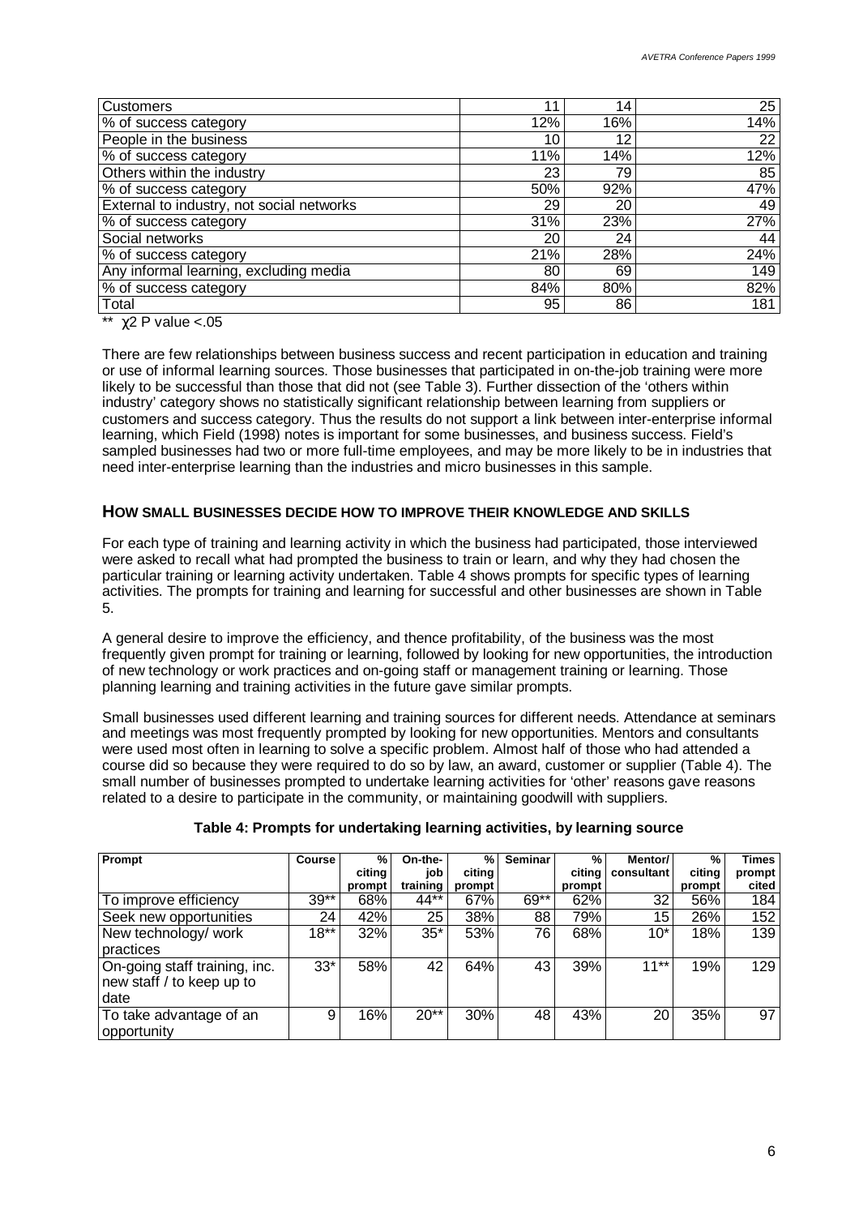| | | | |
|---|---|---|---|
| Customers | 11 | 14 | 25 |
| % of success category | 12% | 16% | 14% |
| People in the business | 10 | 12 | 22 |
| % of success category | 11% | 14% | 12% |
| Others within the industry | 23 | 79 | 85 |
| % of success category | 50% | 92% | 47% |
| External to industry, not social networks | 29 | 20 | 49 |
| % of success category | 31% | 23% | 27% |
| Social networks | 20 | 24 | 44 |
| % of success category | 21% | 28% | 24% |
| Any informal learning, excluding media | 80 | 69 | 149 |
| % of success category | 84% | 80% | 82% |
| Total | 95 | 86 | 181 |

** $\chi 2$ P value <.05

There are few relationships between business success and recent participation in education and training or use of informal learning sources. Those businesses that participated in on-the-job training were more likely to be successful than those that did not (see Table 3). Further dissection of the 'others within industry' category shows no statistically significant relationship between learning from suppliers or customers and success category. Thus the results do not support a link between inter-enterprise informal learning, which Field (1998) notes is important for some businesses, and business success. Field's sampled businesses had two or more full-time employees, and may be more likely to be in industries that need inter-enterprise learning than the industries and micro businesses in this sample.

## HOW SMALL BUSINESSES DECIDE HOW TO IMPROVE THEIR KNOWLEDGE AND SKILLS

For each type of training and learning activity in which the business had participated, those interviewed were asked to recall what had prompted the business to train or learn, and why they had chosen the particular training or learning activity undertaken. Table 4 shows prompts for specific types of learning activities. The prompts for training and learning for successful and other businesses are shown in Table 5.

A general desire to improve the efficiency, and thence profitability, of the business was the most frequently given prompt for training or learning, followed by looking for new opportunities, the introduction of new technology or work practices and on-going staff or management training or learning. Those planning learning and training activities in the future gave similar prompts.

Small businesses used different learning and training sources for different needs. Attendance at seminars and meetings was most frequently prompted by looking for new opportunities. Mentors and consultants were used most often in learning to solve a specific problem. Almost half of those who had attended a course did so because they were required to do so by law, an award, customer or supplier (Table 4). The small number of businesses prompted to undertake learning activities for 'other' reasons gave reasons related to a desire to participate in the community, or maintaining goodwill with suppliers.

**Table 4: Prompts for undertaking learning activities, by learning source**

| Prompt | Course | % citing prompt | On-the-job training | % citing prompt | Seminar | % citing prompt | Mentor/ consultant | % citing prompt | Times prompt cited |
|---|---|---|---|---|---|---|---|---|---|
| To improve efficiency | 39** | 68% | 44** | 67% | 69** | 62% | 32 | 56% | 184 |
| Seek new opportunities | 24 | 42% | 25 | 38% | 88 | 79% | 15 | 26% | 152 |
| New technology/ work practices | 18** | 32% | 35* | 53% | 76 | 68% | 10* | 18% | 139 |
| On-going staff training, inc. new staff / to keep up to date | 33* | 58% | 42 | 64% | 43 | 39% | 11** | 19% | 129 |
| To take advantage of an opportunity | 9 | 16% | 20** | 30% | 48 | 43% | 20 | 35% | 97 |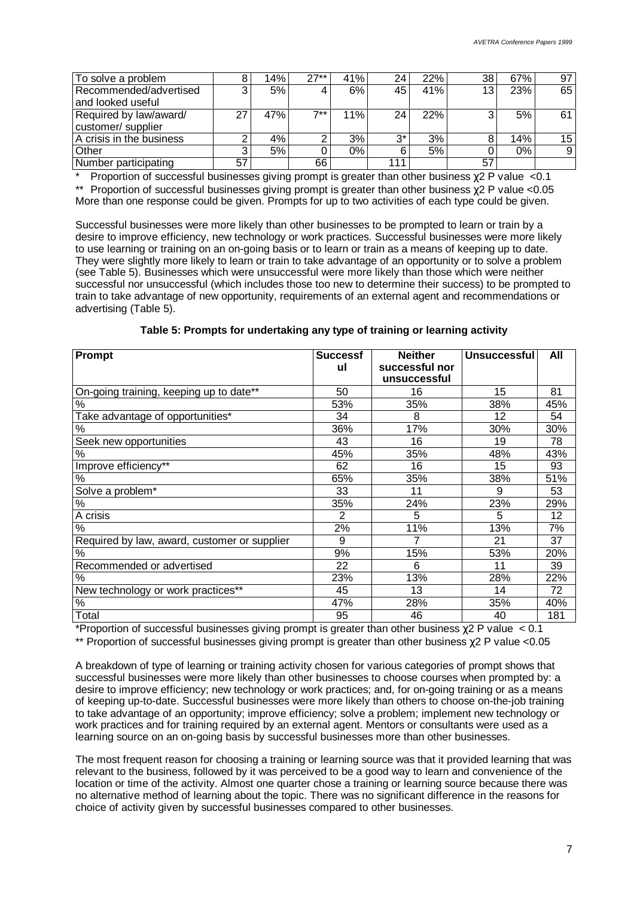| To solve a problem | 8 | 14% | 27** | 41% | 24 | 22% | 38 | 67% | 97 |
|---|---|---|---|---|---|---|---|---|---|
| Recommended/advertised and looked useful | 3 | 5% | 4 | 6% | 45 | 41% | 13 | 23% | 65 |
| Required by law/award/ customer/ supplier | 27 | 47% | 7** | 11% | 24 | 22% | 3 | 5% | 61 |
| A crisis in the business | 2 | 4% | 2 | 3% | 3* | 3% | 8 | 14% | 15 |
| Other | 3 | 5% | 0 | 0% | 6 | 5% | 0 | 0% | 9 |
| Number participating | 57 | | 66 | | 111 | | 57 | | |

\* Proportion of successful businesses giving prompt is greater than other business $\chi 2$ P value <0.1
** Proportion of successful businesses giving prompt is greater than other business $\chi 2$ P value <0.05
More than one response could be given. Prompts for up to two activities of each type could be given.

Successful businesses were more likely than other businesses to be prompted to learn or train by a desire to improve efficiency, new technology or work practices. Successful businesses were more likely to use learning or training on an on-going basis or to learn or train as a means of keeping up to date. They were slightly more likely to learn or train to take advantage of an opportunity or to solve a problem (see Table 5). Businesses which were unsuccessful were more likely than those which were neither successful nor unsuccessful (which includes those too new to determine their success) to be prompted to train to take advantage of new opportunity, requirements of an external agent and recommendations or advertising (Table 5).

**Table 5: Prompts for undertaking any type of training or learning activity**

| Prompt | Successful | Neither successful nor unsuccessful | Unsuccessful | All |
|---|---|---|---|---|
| On-going training, keeping up to date** | 50 | 16 | 15 | 81 |
| % | 53% | 35% | 38% | 45% |
| Take advantage of opportunities* | 34 | 8 | 12 | 54 |
| % | 36% | 17% | 30% | 30% |
| Seek new opportunities | 43 | 16 | 19 | 78 |
| % | 45% | 35% | 48% | 43% |
| Improve efficiency** | 62 | 16 | 15 | 93 |
| % | 65% | 35% | 38% | 51% |
| Solve a problem* | 33 | 11 | 9 | 53 |
| % | 35% | 24% | 23% | 29% |
| A crisis | 2 | 5 | 5 | 12 |
| % | 2% | 11% | 13% | 7% |
| Required by law, award, customer or supplier | 9 | 7 | 21 | 37 |
| % | 9% | 15% | 53% | 20% |
| Recommended or advertised | 22 | 6 | 11 | 39 |
| % | 23% | 13% | 28% | 22% |
| New technology or work practices** | 45 | 13 | 14 | 72 |
| % | 47% | 28% | 35% | 40% |
| Total | 95 | 46 | 40 | 181 |

*Proportion of successful businesses giving prompt is greater than other business $\chi 2$ P value < 0.1
** Proportion of successful businesses giving prompt is greater than other business $\chi 2$ P value <0.05

A breakdown of type of learning or training activity chosen for various categories of prompt shows that successful businesses were more likely than other businesses to choose courses when prompted by: a desire to improve efficiency; new technology or work practices; and, for on-going training or as a means of keeping up-to-date. Successful businesses were more likely than others to choose on-the-job training to take advantage of an opportunity; improve efficiency; solve a problem; implement new technology or work practices and for training required by an external agent. Mentors or consultants were used as a learning source on an on-going basis by successful businesses more than other businesses.

The most frequent reason for choosing a training or learning source was that it provided learning that was relevant to the business, followed by it was perceived to be a good way to learn and convenience of the location or time of the activity. Almost one quarter chose a training or learning source because there was no alternative method of learning about the topic. There was no significant difference in the reasons for choice of activity given by successful businesses compared to other businesses.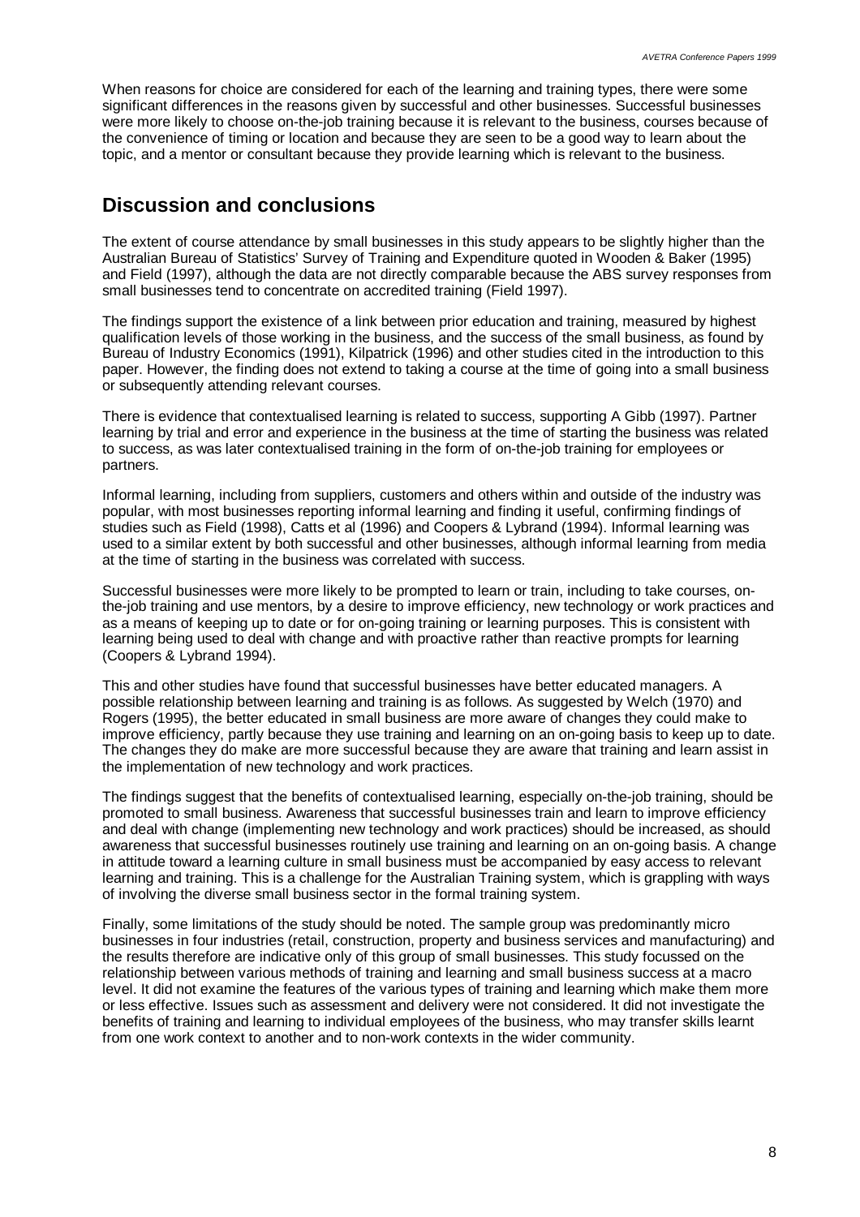When reasons for choice are considered for each of the learning and training types, there were some significant differences in the reasons given by successful and other businesses. Successful businesses were more likely to choose on-the-job training because it is relevant to the business, courses because of the convenience of timing or location and because they are seen to be a good way to learn about the topic, and a mentor or consultant because they provide learning which is relevant to the business.

## Discussion and conclusions

The extent of course attendance by small businesses in this study appears to be slightly higher than the Australian Bureau of Statistics' Survey of Training and Expenditure quoted in Wooden & Baker (1995) and Field (1997), although the data are not directly comparable because the ABS survey responses from small businesses tend to concentrate on accredited training (Field 1997).

The findings support the existence of a link between prior education and training, measured by highest qualification levels of those working in the business, and the success of the small business, as found by Bureau of Industry Economics (1991), Kilpatrick (1996) and other studies cited in the introduction to this paper. However, the finding does not extend to taking a course at the time of going into a small business or subsequently attending relevant courses.

There is evidence that contextualised learning is related to success, supporting A Gibb (1997). Partner learning by trial and error and experience in the business at the time of starting the business was related to success, as was later contextualised training in the form of on-the-job training for employees or partners.

Informal learning, including from suppliers, customers and others within and outside of the industry was popular, with most businesses reporting informal learning and finding it useful, confirming findings of studies such as Field (1998), Catts et al (1996) and Coopers & Lybrand (1994). Informal learning was used to a similar extent by both successful and other businesses, although informal learning from media at the time of starting in the business was correlated with success.

Successful businesses were more likely to be prompted to learn or train, including to take courses, on-the-job training and use mentors, by a desire to improve efficiency, new technology or work practices and as a means of keeping up to date or for on-going training or learning purposes. This is consistent with learning being used to deal with change and with proactive rather than reactive prompts for learning (Coopers & Lybrand 1994).

This and other studies have found that successful businesses have better educated managers. A possible relationship between learning and training is as follows. As suggested by Welch (1970) and Rogers (1995), the better educated in small business are more aware of changes they could make to improve efficiency, partly because they use training and learning on an on-going basis to keep up to date. The changes they do make are more successful because they are aware that training and learn assist in the implementation of new technology and work practices.

The findings suggest that the benefits of contextualised learning, especially on-the-job training, should be promoted to small business. Awareness that successful businesses train and learn to improve efficiency and deal with change (implementing new technology and work practices) should be increased, as should awareness that successful businesses routinely use training and learning on an on-going basis. A change in attitude toward a learning culture in small business must be accompanied by easy access to relevant learning and training. This is a challenge for the Australian Training system, which is grappling with ways of involving the diverse small business sector in the formal training system.

Finally, some limitations of the study should be noted. The sample group was predominantly micro businesses in four industries (retail, construction, property and business services and manufacturing) and the results therefore are indicative only of this group of small businesses. This study focussed on the relationship between various methods of training and learning and small business success at a macro level. It did not examine the features of the various types of training and learning which make them more or less effective. Issues such as assessment and delivery were not considered. It did not investigate the benefits of training and learning to individual employees of the business, who may transfer skills learnt from one work context to another and to non-work contexts in the wider community.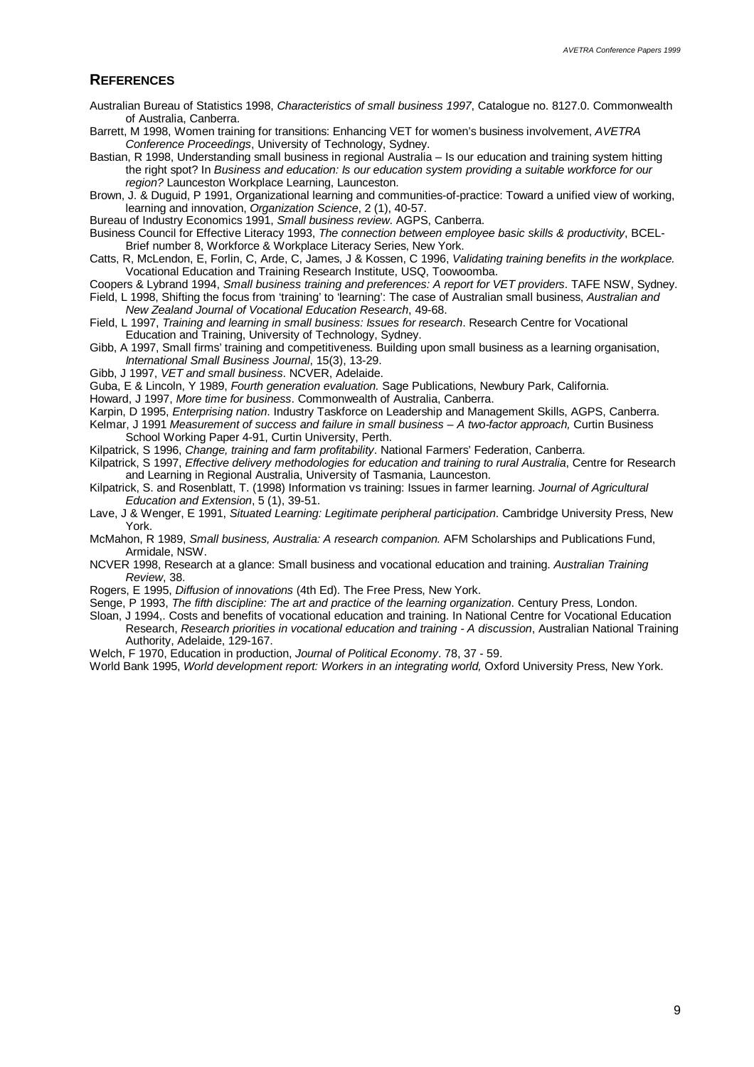## REFERENCES

Australian Bureau of Statistics 1998, *Characteristics of small business 1997*, Catalogue no. 8127.0. Commonwealth of Australia, Canberra.

Barrett, M 1998, Women training for transitions: Enhancing VET for women's business involvement, *AVETRA Conference Proceedings*, University of Technology, Sydney.

Bastian, R 1998, Understanding small business in regional Australia – Is our education and training system hitting the right spot? In *Business and education: Is our education system providing a suitable workforce for our region?* Launceston Workplace Learning, Launceston.

Brown, J. & Duguid, P 1991, Organizational learning and communities-of-practice: Toward a unified view of working, learning and innovation, *Organization Science*, 2 (1), 40-57.

Bureau of Industry Economics 1991, *Small business review*. AGPS, Canberra.

Business Council for Effective Literacy 1993, *The connection between employee basic skills & productivity*, BCEL-Brief number 8, Workforce & Workplace Literacy Series, New York.

Catts, R, McLendon, E, Forlin, C, Arde, C, James, J & Kossen, C 1996, *Validating training benefits in the workplace.* Vocational Education and Training Research Institute, USQ, Toowoomba.

Coopers & Lybrand 1994, *Small business training and preferences: A report for VET providers*. TAFE NSW, Sydney.

Field, L 1998, Shifting the focus from 'training' to 'learning': The case of Australian small business, *Australian and New Zealand Journal of Vocational Education Research*, 49-68.

Field, L 1997, *Training and learning in small business: Issues for research*. Research Centre for Vocational Education and Training, University of Technology, Sydney.

Gibb, A 1997, Small firms' training and competitiveness. Building upon small business as a learning organisation, *International Small Business Journal*, 15(3), 13-29.

Gibb, J 1997, *VET and small business*. NCVER, Adelaide.

Guba, E & Lincoln, Y 1989, *Fourth generation evaluation.* Sage Publications, Newbury Park, California.

Howard, J 1997, *More time for business*. Commonwealth of Australia, Canberra.

Karpin, D 1995, *Enterprising nation*. Industry Taskforce on Leadership and Management Skills, AGPS, Canberra.

Kelmar, J 1991 *Measurement of success and failure in small business – A two-factor approach,* Curtin Business School Working Paper 4-91, Curtin University, Perth.

Kilpatrick, S 1996, *Change, training and farm profitability*. National Farmers' Federation, Canberra.

Kilpatrick, S 1997, *Effective delivery methodologies for education and training to rural Australia*, Centre for Research and Learning in Regional Australia, University of Tasmania, Launceston.

Kilpatrick, S. and Rosenblatt, T. (1998) Information vs training: Issues in farmer learning. *Journal of Agricultural Education and Extension*, 5 (1), 39-51.

Lave, J & Wenger, E 1991, *Situated Learning: Legitimate peripheral participation*. Cambridge University Press, New York.

McMahon, R 1989, *Small business, Australia: A research companion.* AFM Scholarships and Publications Fund, Armidale, NSW.

NCVER 1998, Research at a glance: Small business and vocational education and training. *Australian Training Review*, 38.

Rogers, E 1995, *Diffusion of innovations* (4th Ed). The Free Press, New York.

Senge, P 1993, *The fifth discipline: The art and practice of the learning organization*. Century Press, London.

Sloan, J 1994,. Costs and benefits of vocational education and training. In National Centre for Vocational Education Research, *Research priorities in vocational education and training - A discussion*, Australian National Training Authority, Adelaide, 129-167.

Welch, F 1970, Education in production, *Journal of Political Economy*. 78, 37 - 59.

World Bank 1995, *World development report: Workers in an integrating world,* Oxford University Press, New York.